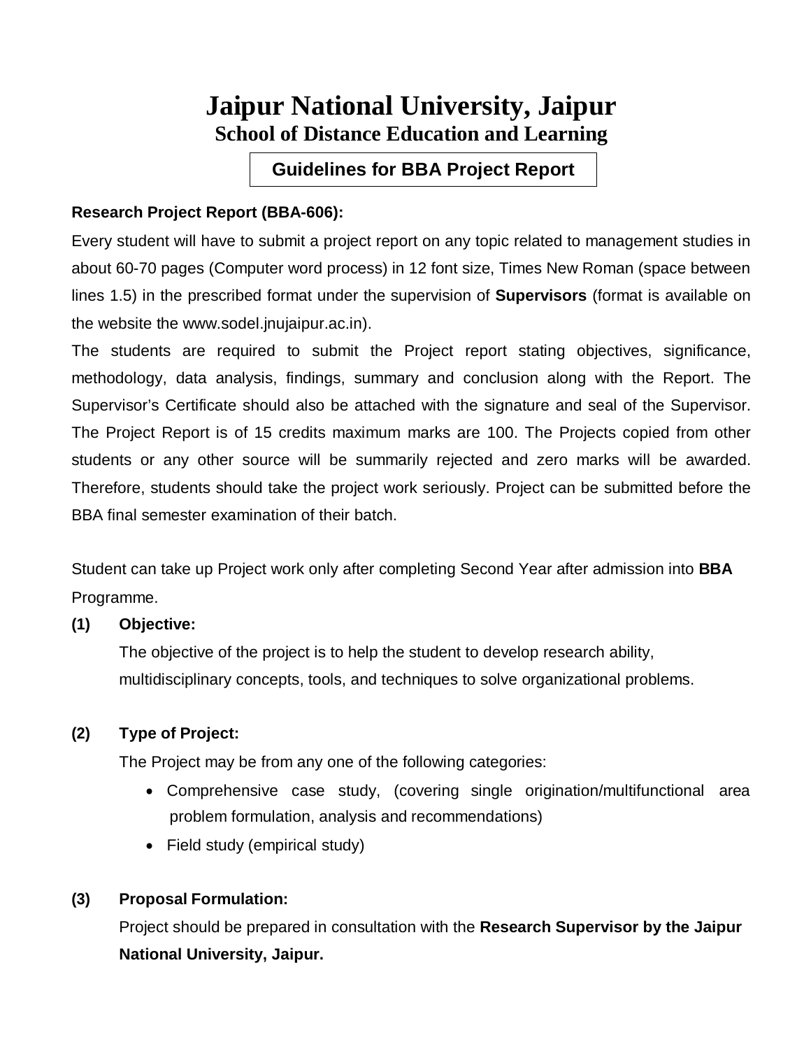# Jaipur National University, Jaipur

## School of Distance Education and Learning

### Guidelines for BBA Project Report

**Research Project Report (BBA-606):**

Every student will have to submit a project report on any topic related to management studies in about 60-70 pages (Computer word process) in 12 font size, Times New Roman (space between lines 1.5) in the prescribed format under the supervision of **Supervisors** (format is available on the website the www.sodel.jnujaipur.ac.in).

The students are required to submit the Project report stating objectives, significance, methodology, data analysis, findings, summary and conclusion along with the Report. The Supervisor's Certificate should also be attached with the signature and seal of the Supervisor. The Project Report is of 15 credits maximum marks are 100. The Projects copied from other students or any other source will be summarily rejected and zero marks will be awarded. Therefore, students should take the project work seriously. Project can be submitted before the BBA final semester examination of their batch.

Student can take up Project work only after completing Second Year after admission into **BBA** Programme.

**(1) Objective:**

The objective of the project is to help the student to develop research ability, multidisciplinary concepts, tools, and techniques to solve organizational problems.

**(2) Type of Project:**

The Project may be from any one of the following categories:

- Comprehensive case study, (covering single origination/multifunctional area problem formulation, analysis and recommendations)
- Field study (empirical study)

**(3) Proposal Formulation:**

Project should be prepared in consultation with the **Research Supervisor by the Jaipur National University, Jaipur.**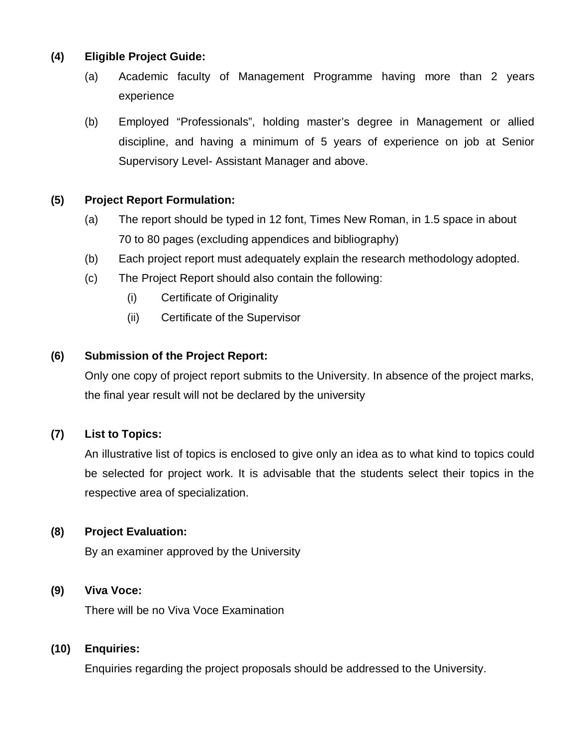**(4) Eligible Project Guide:**

(a) Academic faculty of Management Programme having more than 2 years experience

(b) Employed "Professionals", holding master's degree in Management or allied discipline, and having a minimum of 5 years of experience on job at Senior Supervisory Level- Assistant Manager and above.

**(5) Project Report Formulation:**

(a) The report should be typed in 12 font, Times New Roman, in 1.5 space in about 70 to 80 pages (excluding appendices and bibliography)

(b) Each project report must adequately explain the research methodology adopted.

(c) The Project Report should also contain the following:

(i) Certificate of Originality

(ii) Certificate of the Supervisor

**(6) Submission of the Project Report:**

Only one copy of project report submits to the University. In absence of the project marks, the final year result will not be declared by the university

**(7) List to Topics:**

An illustrative list of topics is enclosed to give only an idea as to what kind to topics could be selected for project work. It is advisable that the students select their topics in the respective area of specialization.

**(8) Project Evaluation:**

By an examiner approved by the University

**(9) Viva Voce:**

There will be no Viva Voce Examination

**(10) Enquiries:**

Enquiries regarding the project proposals should be addressed to the University.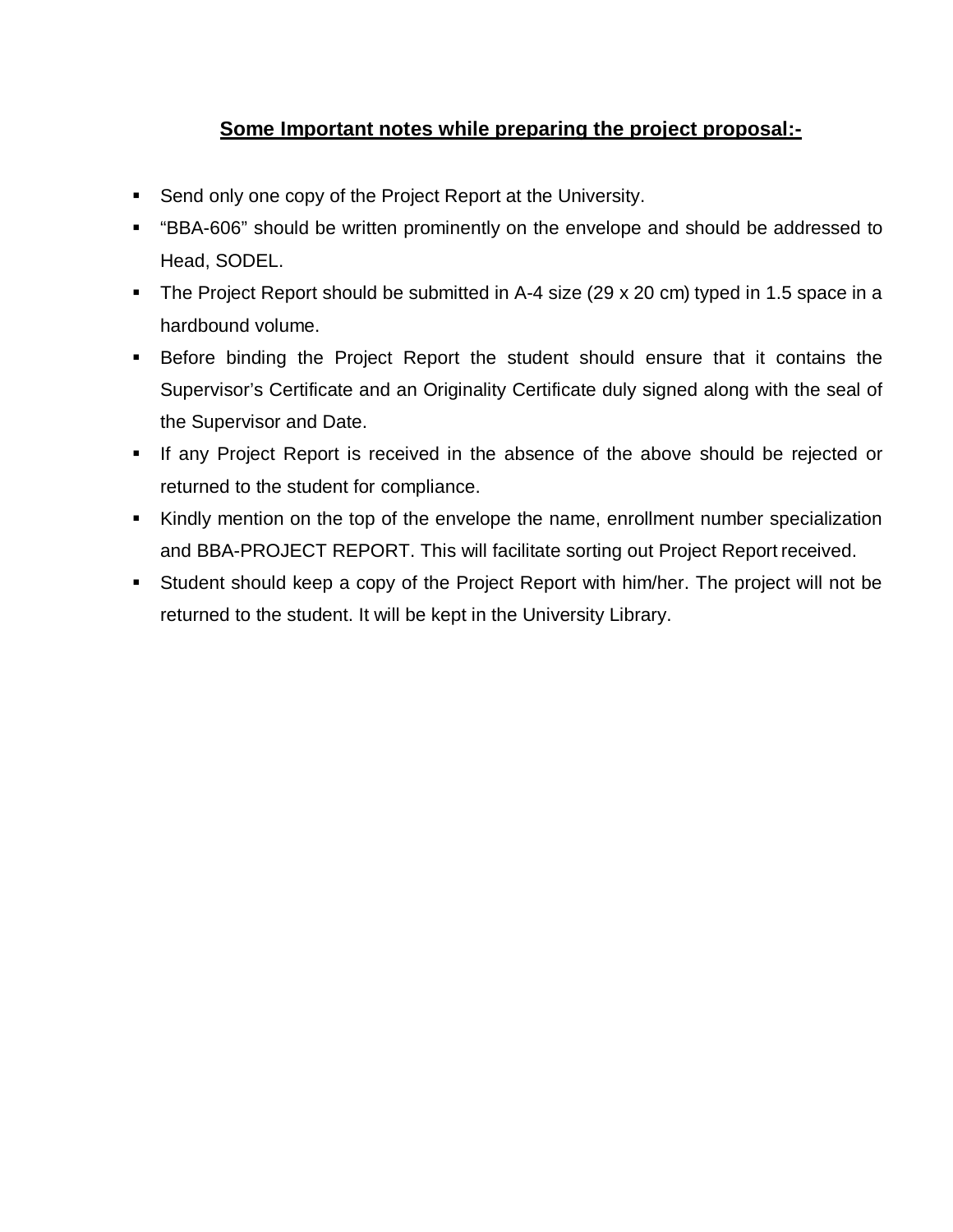## Some Important notes while preparing the project proposal:-

- Send only one copy of the Project Report at the University.
- "BBA-606" should be written prominently on the envelope and should be addressed to Head, SODEL.
- The Project Report should be submitted in A-4 size (29 x 20 cm) typed in 1.5 space in a hardbound volume.
- Before binding the Project Report the student should ensure that it contains the Supervisor's Certificate and an Originality Certificate duly signed along with the seal of the Supervisor and Date.
- If any Project Report is received in the absence of the above should be rejected or returned to the student for compliance.
- Kindly mention on the top of the envelope the name, enrollment number specialization and BBA-PROJECT REPORT. This will facilitate sorting out Project Report received.
- Student should keep a copy of the Project Report with him/her. The project will not be returned to the student. It will be kept in the University Library.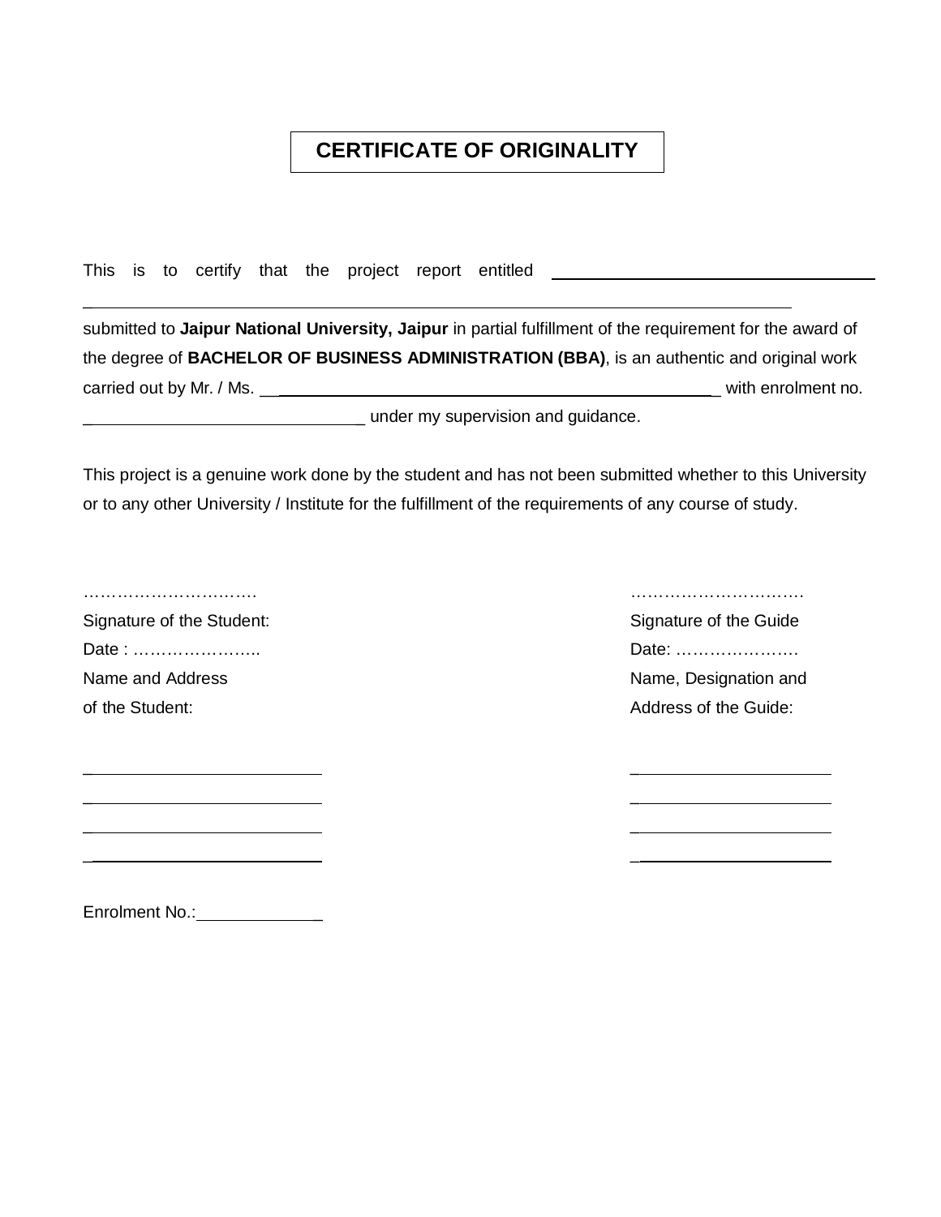# CERTIFICATE OF ORIGINALITY

This is to certify that the project report entitled ______________________________________________
______________________________________________________________________________

submitted to **Jaipur National University, Jaipur** in partial fulfillment of the requirement for the award of the degree of **BACHELOR OF BUSINESS ADMINISTRATION (BBA)**, is an authentic and original work carried out by Mr. / Ms. ______________________________________________ with enrolment no. ______________________________ under my supervision and guidance.

This project is a genuine work done by the student and has not been submitted whether to this University or to any other University / Institute for the fulfillment of the requirements of any course of study.

………………………….
Signature of the Student:
Date : …………………..
Name and Address
of the Student:

_________________________
_________________________
_________________________
_________________________

………………………….
Signature of the Guide
Date: ………………….
Name, Designation and
Address of the Guide:

_____________________
_____________________
_____________________
_____________________

Enrolment No.:_____________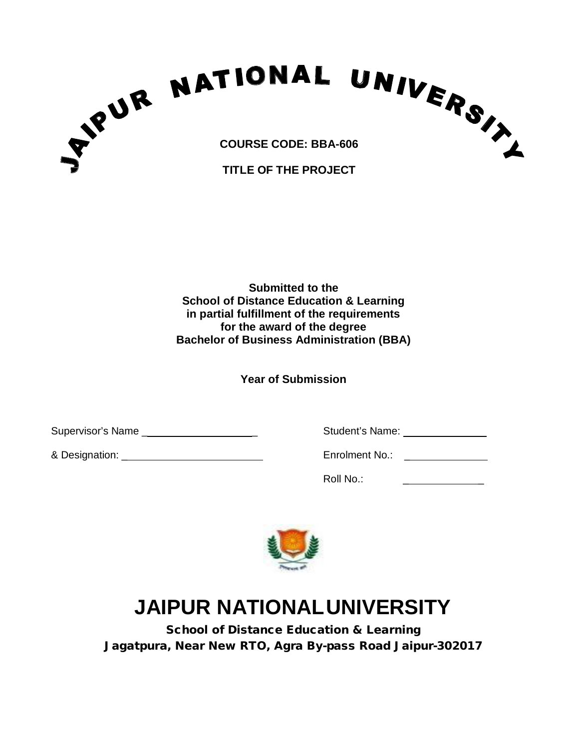# JAIPUR NATIONAL UNIVERSITY

**COURSE CODE: BBA-606**

**TITLE OF THE PROJECT**

**Submitted to the**
**School of Distance Education & Learning**
**in partial fulfillment of the requirements**
**for the award of the degree**
**Bachelor of Business Administration (BBA)**

**Year of Submission**

Supervisor's Name ____________________

& Designation: ________________________

Student's Name: ______________

Enrolment No.: ______________

Roll No.: ______________

# JAIPUR NATIONAL UNIVERSITY

**School of Distance Education & Learning**
**Jagatpura, Near New RTO, Agra By-pass Road Jaipur-302017**